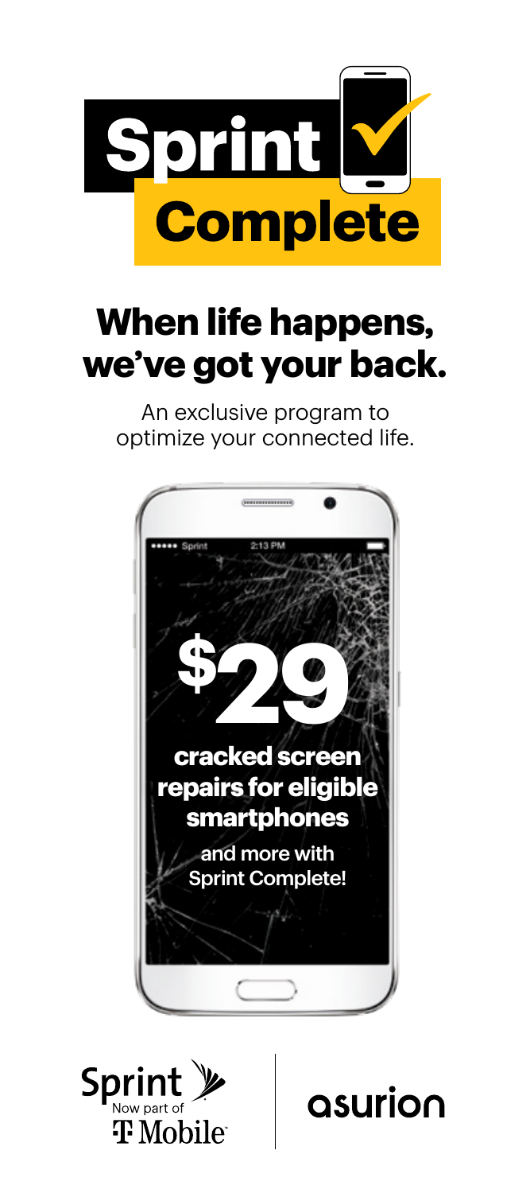# Sprint Complete

## When life happens, we've got your back.

An exclusive program to optimize your connected life.

**$29**

**cracked screen repairs for eligible smartphones**

**and more with Sprint Complete!**

Sprint Now part of T Mobile

asurion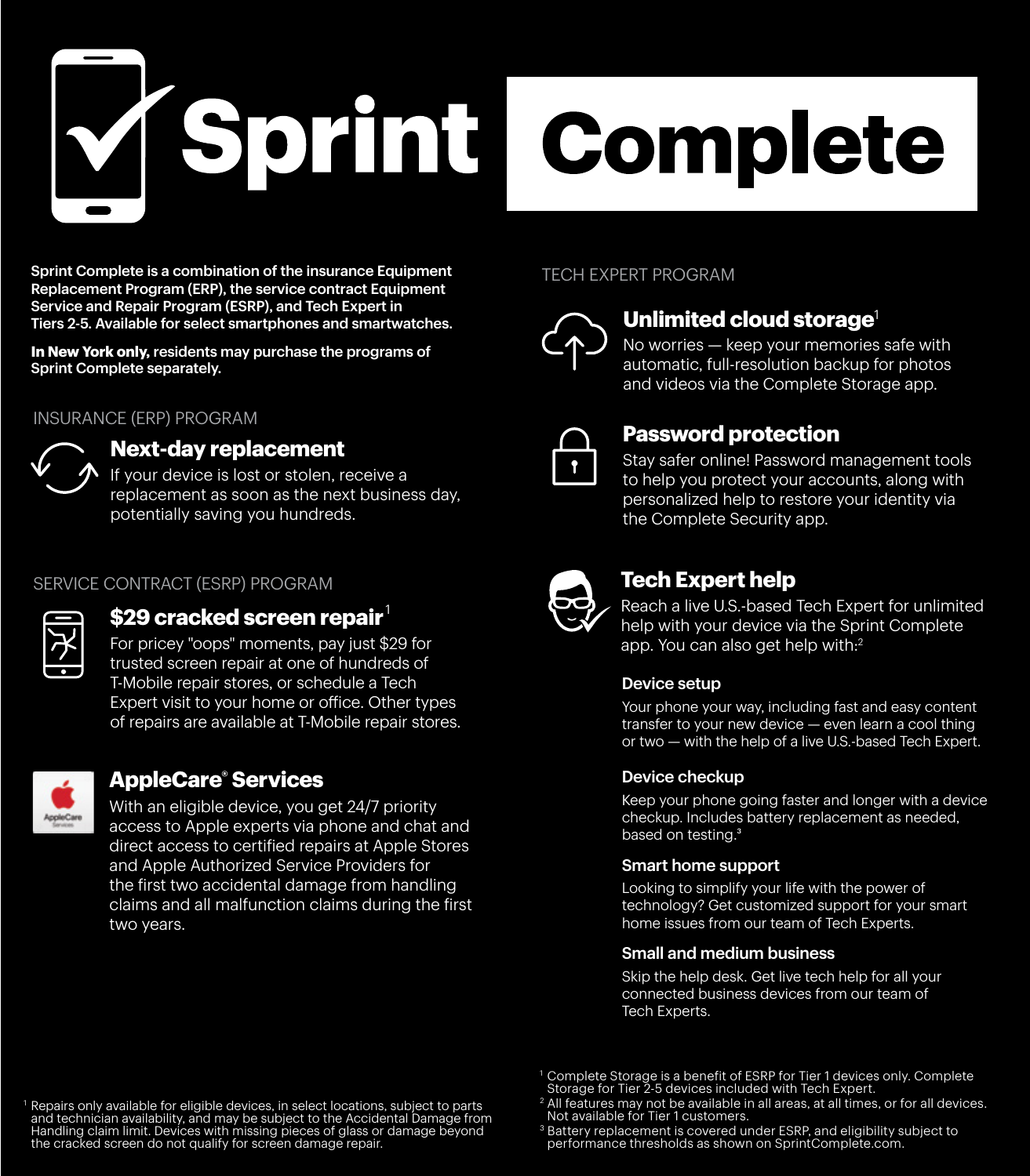# Sprint Complete

**Sprint Complete is a combination of the insurance Equipment Replacement Program (ERP), the service contract Equipment Service and Repair Program (ESRP), and Tech Expert in Tiers 2-5. Available for select smartphones and smartwatches.**

**In New York only, residents may purchase the programs of Sprint Complete separately.**

## INSURANCE (ERP) PROGRAM

### Next-day replacement

If your device is lost or stolen, receive a replacement as soon as the next business day, potentially saving you hundreds.

## SERVICE CONTRACT (ESRP) PROGRAM

### $29 cracked screen repair[1]

For pricey "oops" moments, pay just $29 for trusted screen repair at one of hundreds of T-Mobile repair stores, or schedule a Tech Expert visit to your home or office. Other types of repairs are available at T-Mobile repair stores.

### AppleCare® Services

With an eligible device, you get 24/7 priority access to Apple experts via phone and chat and direct access to certified repairs at Apple Stores and Apple Authorized Service Providers for the first two accidental damage from handling claims and all malfunction claims during the first two years.

[1] Repairs only available for eligible devices, in select locations, subject to parts and technician availability, and may be subject to the Accidental Damage from Handling claim limit. Devices with missing pieces of glass or damage beyond the cracked screen do not qualify for screen damage repair.

## TECH EXPERT PROGRAM

### Unlimited cloud storage[1]

No worries — keep your memories safe with automatic, full-resolution backup for photos and videos via the Complete Storage app.

### Password protection

Stay safer online! Password management tools to help you protect your accounts, along with personalized help to restore your identity via the Complete Security app.

### Tech Expert help

Reach a live U.S.-based Tech Expert for unlimited help with your device via the Sprint Complete app. You can also get help with:[2]

#### Device setup

Your phone your way, including fast and easy content transfer to your new device — even learn a cool thing or two — with the help of a live U.S.-based Tech Expert.

#### Device checkup

Keep your phone going faster and longer with a device checkup. Includes battery replacement as needed, based on testing.[3]

#### Smart home support

Looking to simplify your life with the power of technology? Get customized support for your smart home issues from our team of Tech Experts.

#### Small and medium business

Skip the help desk. Get live tech help for all your connected business devices from our team of Tech Experts.

[1] Complete Storage is a benefit of ESRP for Tier 1 devices only. Complete Storage for Tier 2-5 devices included with Tech Expert.

[2] All features may not be available in all areas, at all times, or for all devices. Not available for Tier 1 customers.

[3] Battery replacement is covered under ESRP, and eligibility subject to performance thresholds as shown on SprintComplete.com.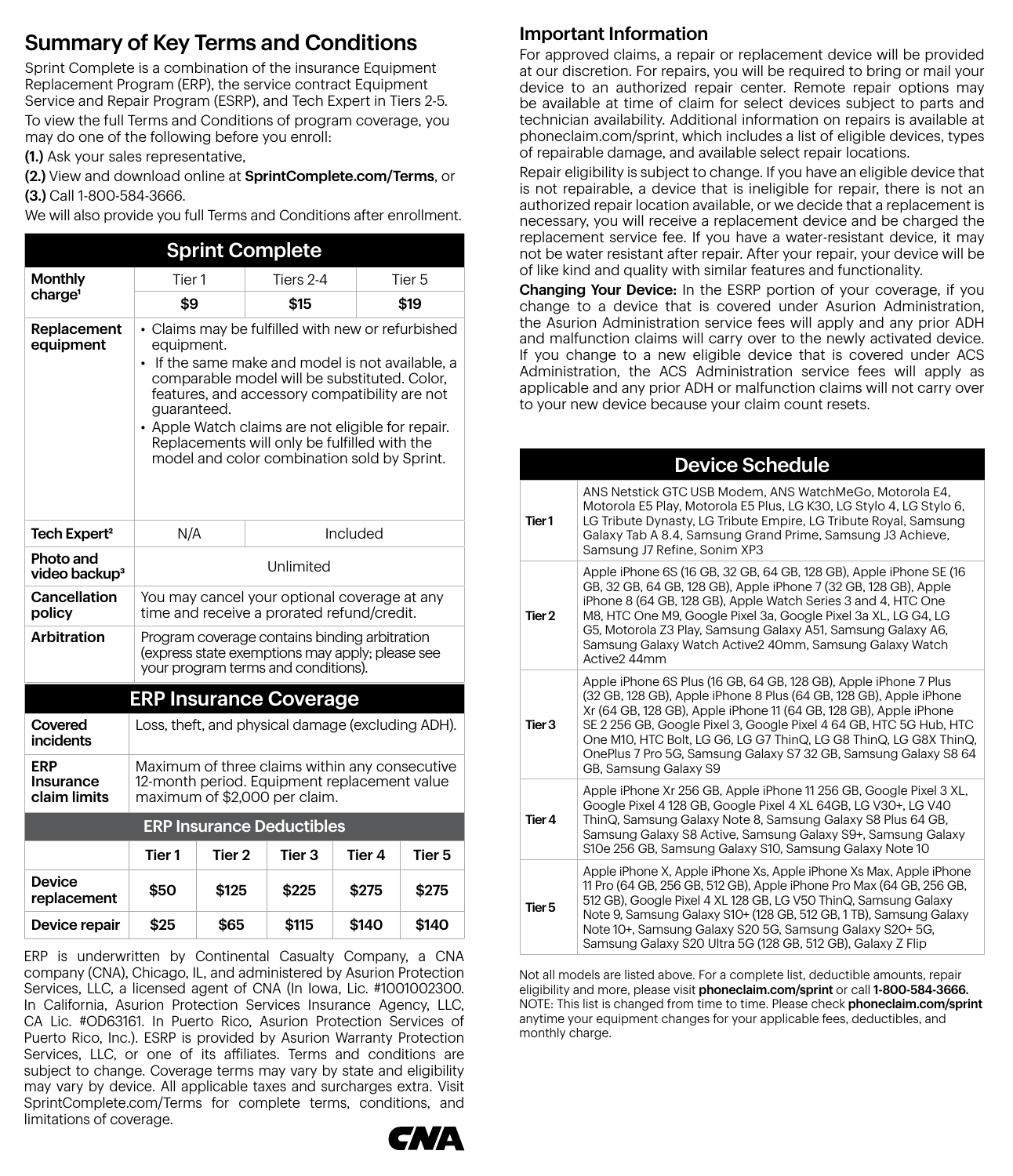# Summary of Key Terms and Conditions

Sprint Complete is a combination of the insurance Equipment Replacement Program (ERP), the service contract Equipment Service and Repair Program (ESRP), and Tech Expert in Tiers 2-5.

To view the full Terms and Conditions of program coverage, you may do one of the following before you enroll:

**(1.)** Ask your sales representative,

**(2.)** View and download online at **SprintComplete.com/Terms**, or

**(3.)** Call 1-800-584-3666.

We will also provide you full Terms and Conditions after enrollment.

## Sprint Complete

| | Tier 1 | Tiers 2-4 | Tier 5 |
|---|---|---|---|
| **Monthly charge[1]** | **$9** | **$15** | **$19** |
| **Replacement equipment** | • Claims may be fulfilled with new or refurbished equipment.<br>• If the same make and model is not available, a comparable model will be substituted. Color, features, and accessory compatibility are not guaranteed.<br>• Apple Watch claims are not eligible for repair. Replacements will only be fulfilled with the model and color combination sold by Sprint. | | |
| **Tech Expert[2]** | N/A | Included | |
| **Photo and video backup[3]** | Unlimited | | |
| **Cancellation policy** | You may cancel your optional coverage at any time and receive a prorated refund/credit. | | |
| **Arbitration** | Program coverage contains binding arbitration (express state exemptions may apply; please see your program terms and conditions). | | |

## ERP Insurance Coverage

| | |
|---|---|
| **Covered incidents** | Loss, theft, and physical damage (excluding ADH). |
| **ERP Insurance claim limits** | Maximum of three claims within any consecutive 12-month period. Equipment replacement value maximum of $2,000 per claim. |

### ERP Insurance Deductibles

| | Tier 1 | Tier 2 | Tier 3 | Tier 4 | Tier 5 |
|---|---|---|---|---|---|
| **Device replacement** | $50 | $125 | $225 | $275 | $275 |
| **Device repair** | $25 | $65 | $115 | $140 | $140 |

ERP is underwritten by Continental Casualty Company, a CNA company (CNA), Chicago, IL, and administered by Asurion Protection Services, LLC, a licensed agent of CNA (In Iowa, Lic. #1001002300. In California, Asurion Protection Services Insurance Agency, LLC, CA Lic. #OD63161. In Puerto Rico, Asurion Protection Services of Puerto Rico, Inc.). ESRP is provided by Asurion Warranty Protection Services, LLC, or one of its affiliates. Terms and conditions are subject to change. Coverage terms may vary by state and eligibility may vary by device. All applicable taxes and surcharges extra. Visit SprintComplete.com/Terms for complete terms, conditions, and limitations of coverage.

CNA

## Important Information

For approved claims, a repair or replacement device will be provided at our discretion. For repairs, you will be required to bring or mail your device to an authorized repair center. Remote repair options may be available at time of claim for select devices subject to parts and technician availability. Additional information on repairs is available at phoneclaim.com/sprint, which includes a list of eligible devices, types of repairable damage, and available select repair locations.

Repair eligibility is subject to change. If you have an eligible device that is not repairable, a device that is ineligible for repair, there is not an authorized repair location available, or we decide that a replacement is necessary, you will receive a replacement device and be charged the replacement service fee. If you have a water-resistant device, it may not be water resistant after repair. After your repair, your device will be of like kind and quality with similar features and functionality.

**Changing Your Device:** In the ESRP portion of your coverage, if you change to a device that is covered under Asurion Administration, the Asurion Administration service fees will apply and any prior ADH and malfunction claims will carry over to the newly activated device. If you change to a new eligible device that is covered under ACS Administration, the ACS Administration service fees will apply as applicable and any prior ADH or malfunction claims will not carry over to your new device because your claim count resets.

## Device Schedule

| | |
|---|---|
| **Tier 1** | ANS Netstick GTC USB Modem, ANS WatchMeGo, Motorola E4, Motorola E5 Play, Motorola E5 Plus, LG K30, LG Stylo 4, LG Stylo 6, LG Tribute Dynasty, LG Tribute Empire, LG Tribute Royal, Samsung Galaxy Tab A 8.4, Samsung Grand Prime, Samsung J3 Achieve, Samsung J7 Refine, Sonim XP3 |
| **Tier 2** | Apple iPhone 6S (16 GB, 32 GB, 64 GB, 128 GB), Apple iPhone SE (16 GB, 32 GB, 64 GB, 128 GB), Apple iPhone 7 (32 GB, 128 GB), Apple iPhone 8 (64 GB, 128 GB), Apple Watch Series 3 and 4, HTC One M8, HTC One M9, Google Pixel 3a, Google Pixel 3a XL, LG G4, LG G5, Motorola Z3 Play, Samsung Galaxy A51, Samsung Galaxy A6, Samsung Galaxy Watch Active2 40mm, Samsung Galaxy Watch Active2 44mm |
| **Tier 3** | Apple iPhone 6S Plus (16 GB, 64 GB, 128 GB), Apple iPhone 7 Plus (32 GB, 128 GB), Apple iPhone 8 Plus (64 GB, 128 GB), Apple iPhone Xr (64 GB, 128 GB), Apple iPhone 11 (64 GB, 128 GB), Apple iPhone SE 2 256 GB, Google Pixel 3, Google Pixel 4 64 GB, HTC 5G Hub, HTC One M10, HTC Bolt, LG G6, LG G7 ThinQ, LG G8 ThinQ, LG G8X ThinQ, OnePlus 7 Pro 5G, Samsung Galaxy S7 32 GB, Samsung Galaxy S8 64 GB, Samsung Galaxy S9 |
| **Tier 4** | Apple iPhone Xr 256 GB, Apple iPhone 11 256 GB, Google Pixel 3 XL, Google Pixel 4 128 GB, Google Pixel 4 XL 64GB, LG V30+, LG V40 ThinQ, Samsung Galaxy Note 8, Samsung Galaxy S8 Plus 64 GB, Samsung Galaxy S8 Active, Samsung Galaxy S9+, Samsung Galaxy S10e 256 GB, Samsung Galaxy S10, Samsung Galaxy Note 10 |
| **Tier 5** | Apple iPhone X, Apple iPhone Xs, Apple iPhone Xs Max, Apple iPhone 11 Pro (64 GB, 256 GB, 512 GB), Apple iPhone Pro Max (64 GB, 256 GB, 512 GB), Google Pixel 4 XL 128 GB, LG V50 ThinQ, Samsung Galaxy Note 9, Samsung Galaxy S10+ (128 GB, 512 GB, 1 TB), Samsung Galaxy Note 10+, Samsung Galaxy S20 5G, Samsung Galaxy S20+ 5G, Samsung Galaxy S20 Ultra 5G (128 GB, 512 GB), Galaxy Z Flip |

Not all models are listed above. For a complete list, deductible amounts, repair eligibility and more, please visit **phoneclaim.com/sprint** or call **1-800-584-3666.** NOTE: This list is changed from time to time. Please check **phoneclaim.com/sprint** anytime your equipment changes for your applicable fees, deductibles, and monthly charge.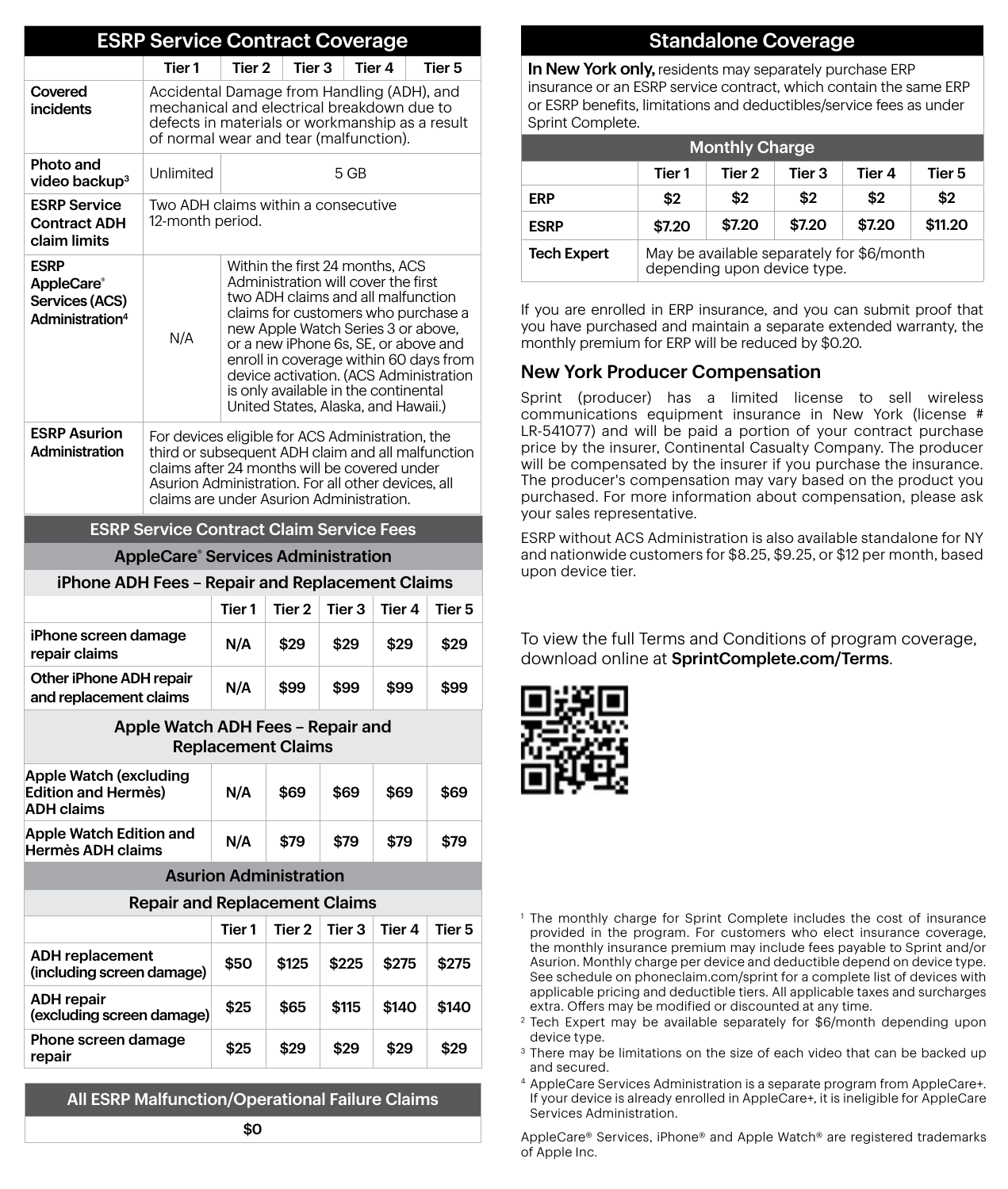## ESRP Service Contract Coverage

| | Tier 1 | Tier 2 | Tier 3 | Tier 4 | Tier 5 |
|---|---|---|---|---|---|
| Covered incidents | Accidental Damage from Handling (ADH), and mechanical and electrical breakdown due to defects in materials or workmanship as a result of normal wear and tear (malfunction). | | | | |
| Photo and video backup[3] | Unlimited | 5 GB | | | |
| ESRP Service Contract ADH claim limits | Two ADH claims within a consecutive 12-month period. | | | | |
| ESRP AppleCare® Services (ACS) Administration[4] | N/A | Within the first 24 months, ACS Administration will cover the first two ADH claims and all malfunction claims for customers who purchase a new Apple Watch Series 3 or above, or a new iPhone 6s, SE, or above and enroll in coverage within 60 days from device activation. (ACS Administration is only available in the continental United States, Alaska, and Hawaii.) | | | |
| ESRP Asurion Administration | For devices eligible for ACS Administration, the third or subsequent ADH claim and all malfunction claims after 24 months will be covered under Asurion Administration. For all other devices, all claims are under Asurion Administration. | | | | |

## ESRP Service Contract Claim Service Fees

### AppleCare® Services Administration

#### iPhone ADH Fees – Repair and Replacement Claims

| | Tier 1 | Tier 2 | Tier 3 | Tier 4 | Tier 5 |
|---|---|---|---|---|---|
| iPhone screen damage repair claims | N/A | $29 | $29 | $29 | $29 |
| Other iPhone ADH repair and replacement claims | N/A | $99 | $99 | $99 | $99 |

#### Apple Watch ADH Fees – Repair and Replacement Claims

| | Tier 1 | Tier 2 | Tier 3 | Tier 4 | Tier 5 |
|---|---|---|---|---|---|
| Apple Watch (excluding Edition and Hermès) ADH claims | N/A | $69 | $69 | $69 | $69 |
| Apple Watch Edition and Hermès ADH claims | N/A | $79 | $79 | $79 | $79 |

### Asurion Administration

#### Repair and Replacement Claims

| | Tier 1 | Tier 2 | Tier 3 | Tier 4 | Tier 5 |
|---|---|---|---|---|---|
| ADH replacement (including screen damage) | $50 | $125 | $225 | $275 | $275 |
| ADH repair (excluding screen damage) | $25 | $65 | $115 | $140 | $140 |
| Phone screen damage repair | $25 | $29 | $29 | $29 | $29 |

| All ESRP Malfunction/Operational Failure Claims |
|---|
| $0 |

## Standalone Coverage

**In New York only,** residents may separately purchase ERP insurance or an ESRP service contract, which contain the same ERP or ESRP benefits, limitations and deductibles/service fees as under Sprint Complete.

| Monthly Charge | | | | | |
|---|---|---|---|---|---|
| | Tier 1 | Tier 2 | Tier 3 | Tier 4 | Tier 5 |
| ERP | $2 | $2 | $2 | $2 | $2 |
| ESRP | $7.20 | $7.20 | $7.20 | $7.20 | $11.20 |
| Tech Expert | May be available separately for $6/month depending upon device type. | | | | |

If you are enrolled in ERP insurance, and you can submit proof that you have purchased and maintain a separate extended warranty, the monthly premium for ERP will be reduced by $0.20.

### New York Producer Compensation

Sprint (producer) has a limited license to sell wireless communications equipment insurance in New York (license # LR-541077) and will be paid a portion of your contract purchase price by the insurer, Continental Casualty Company. The producer will be compensated by the insurer if you purchase the insurance. The producer's compensation may vary based on the product you purchased. For more information about compensation, please ask your sales representative.

ESRP without ACS Administration is also available standalone for NY and nationwide customers for $8.25, $9.25, or $12 per month, based upon device tier.

To view the full Terms and Conditions of program coverage, download online at **SprintComplete.com/Terms**.

[1] The monthly charge for Sprint Complete includes the cost of insurance provided in the program. For customers who elect insurance coverage, the monthly insurance premium may include fees payable to Sprint and/or Asurion. Monthly charge per device and deductible depend on device type. See schedule on phoneclaim.com/sprint for a complete list of devices with applicable pricing and deductible tiers. All applicable taxes and surcharges extra. Offers may be modified or discounted at any time.

[2] Tech Expert may be available separately for $6/month depending upon device type.

[3] There may be limitations on the size of each video that can be backed up and secured.

[4] AppleCare Services Administration is a separate program from AppleCare+. If your device is already enrolled in AppleCare+, it is ineligible for AppleCare Services Administration.

AppleCare® Services, iPhone® and Apple Watch® are registered trademarks of Apple Inc.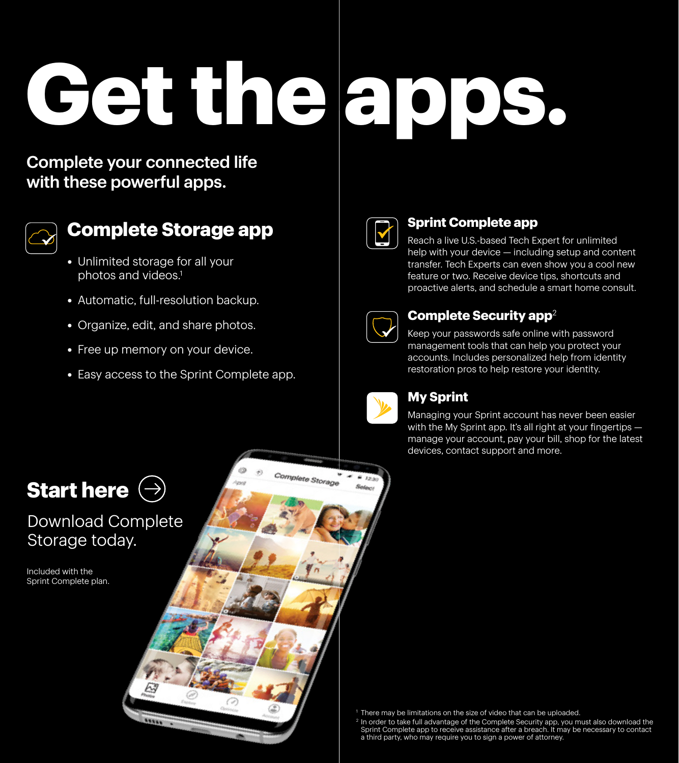# Get the apps.

Complete your connected life with these powerful apps.

## Complete Storage app

- Unlimited storage for all your photos and videos.[1]
- Automatic, full-resolution backup.
- Organize, edit, and share photos.
- Free up memory on your device.
- Easy access to the Sprint Complete app.

## Start here

Download Complete Storage today.

Included with the Sprint Complete plan.

## Sprint Complete app

Reach a live U.S.-based Tech Expert for unlimited help with your device — including setup and content transfer. Tech Experts can even show you a cool new feature or two. Receive device tips, shortcuts and proactive alerts, and schedule a smart home consult.

## Complete Security app[2]

Keep your passwords safe online with password management tools that can help you protect your accounts. Includes personalized help from identity restoration pros to help restore your identity.

## My Sprint

Managing your Sprint account has never been easier with the My Sprint app. It's all right at your fingertips — manage your account, pay your bill, shop for the latest devices, contact support and more.

[1] There may be limitations on the size of video that can be uploaded.

[2] In order to take full advantage of the Complete Security app, you must also download the Sprint Complete app to receive assistance after a breach. It may be necessary to contact a third party, who may require you to sign a power of attorney.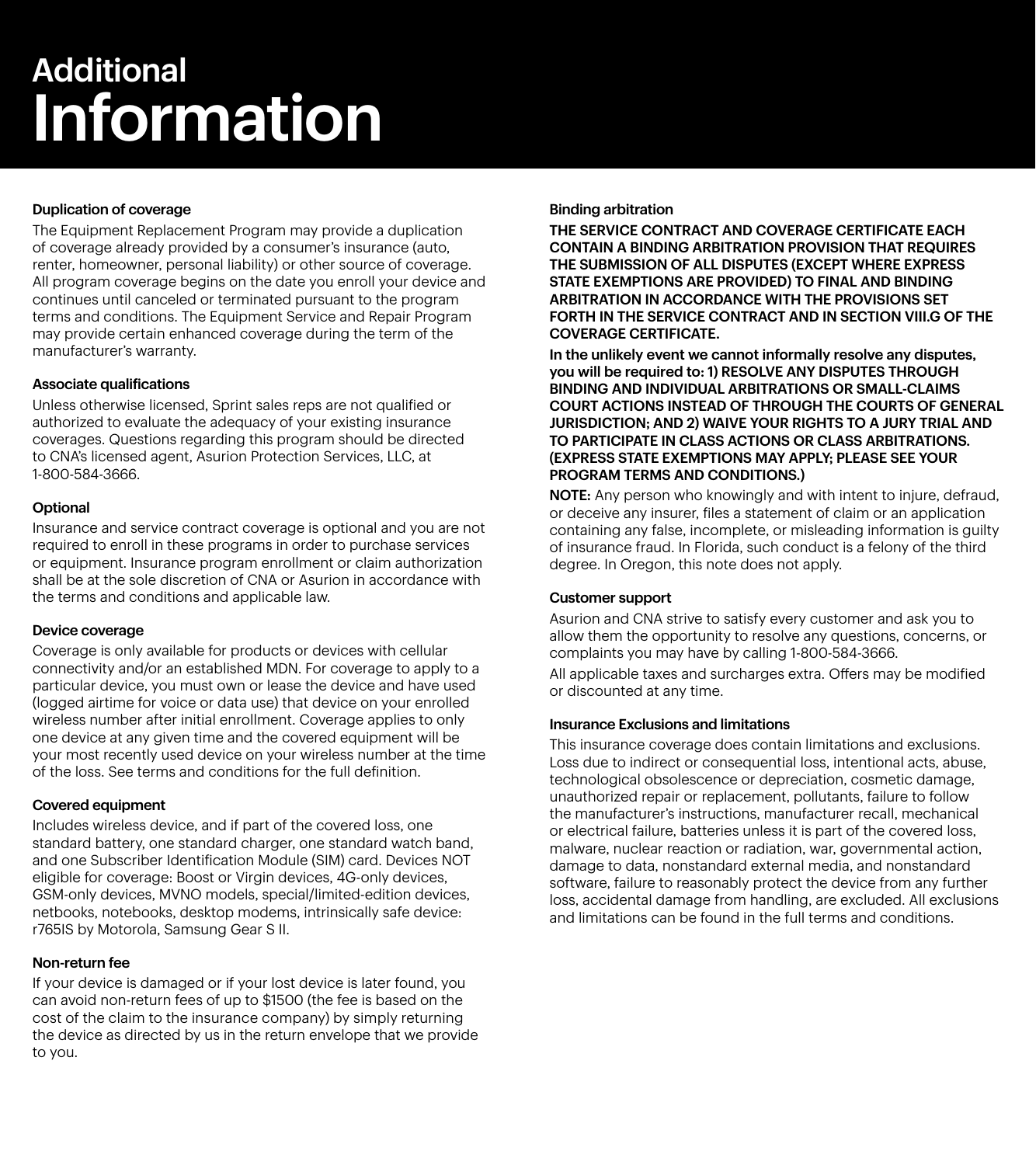# Additional Information

### Duplication of coverage

The Equipment Replacement Program may provide a duplication of coverage already provided by a consumer's insurance (auto, renter, homeowner, personal liability) or other source of coverage. All program coverage begins on the date you enroll your device and continues until canceled or terminated pursuant to the program terms and conditions. The Equipment Service and Repair Program may provide certain enhanced coverage during the term of the manufacturer's warranty.

### Associate qualifications

Unless otherwise licensed, Sprint sales reps are not qualified or authorized to evaluate the adequacy of your existing insurance coverages. Questions regarding this program should be directed to CNA's licensed agent, Asurion Protection Services, LLC, at 1-800-584-3666.

### Optional

Insurance and service contract coverage is optional and you are not required to enroll in these programs in order to purchase services or equipment. Insurance program enrollment or claim authorization shall be at the sole discretion of CNA or Asurion in accordance with the terms and conditions and applicable law.

### Device coverage

Coverage is only available for products or devices with cellular connectivity and/or an established MDN. For coverage to apply to a particular device, you must own or lease the device and have used (logged airtime for voice or data use) that device on your enrolled wireless number after initial enrollment. Coverage applies to only one device at any given time and the covered equipment will be your most recently used device on your wireless number at the time of the loss. See terms and conditions for the full definition.

### Covered equipment

Includes wireless device, and if part of the covered loss, one standard battery, one standard charger, one standard watch band, and one Subscriber Identification Module (SIM) card. Devices NOT eligible for coverage: Boost or Virgin devices, 4G-only devices, GSM-only devices, MVNO models, special/limited-edition devices, netbooks, notebooks, desktop modems, intrinsically safe device: r765IS by Motorola, Samsung Gear S II.

### Non-return fee

If your device is damaged or if your lost device is later found, you can avoid non-return fees of up to $1500 (the fee is based on the cost of the claim to the insurance company) by simply returning the device as directed by us in the return envelope that we provide to you.

### Binding arbitration

**THE SERVICE CONTRACT AND COVERAGE CERTIFICATE EACH CONTAIN A BINDING ARBITRATION PROVISION THAT REQUIRES THE SUBMISSION OF ALL DISPUTES (EXCEPT WHERE EXPRESS STATE EXEMPTIONS ARE PROVIDED) TO FINAL AND BINDING ARBITRATION IN ACCORDANCE WITH THE PROVISIONS SET FORTH IN THE SERVICE CONTRACT AND IN SECTION VIII.G OF THE COVERAGE CERTIFICATE.**

**In the unlikely event we cannot informally resolve any disputes, you will be required to: 1) RESOLVE ANY DISPUTES THROUGH BINDING AND INDIVIDUAL ARBITRATIONS OR SMALL-CLAIMS COURT ACTIONS INSTEAD OF THROUGH THE COURTS OF GENERAL JURISDICTION; AND 2) WAIVE YOUR RIGHTS TO A JURY TRIAL AND TO PARTICIPATE IN CLASS ACTIONS OR CLASS ARBITRATIONS. (EXPRESS STATE EXEMPTIONS MAY APPLY; PLEASE SEE YOUR PROGRAM TERMS AND CONDITIONS.)**

**NOTE:** Any person who knowingly and with intent to injure, defraud, or deceive any insurer, files a statement of claim or an application containing any false, incomplete, or misleading information is guilty of insurance fraud. In Florida, such conduct is a felony of the third degree. In Oregon, this note does not apply.

### Customer support

Asurion and CNA strive to satisfy every customer and ask you to allow them the opportunity to resolve any questions, concerns, or complaints you may have by calling 1-800-584-3666.

All applicable taxes and surcharges extra. Offers may be modified or discounted at any time.

### Insurance Exclusions and limitations

This insurance coverage does contain limitations and exclusions. Loss due to indirect or consequential loss, intentional acts, abuse, technological obsolescence or depreciation, cosmetic damage, unauthorized repair or replacement, pollutants, failure to follow the manufacturer's instructions, manufacturer recall, mechanical or electrical failure, batteries unless it is part of the covered loss, malware, nuclear reaction or radiation, war, governmental action, damage to data, nonstandard external media, and nonstandard software, failure to reasonably protect the device from any further loss, accidental damage from handling, are excluded. All exclusions and limitations can be found in the full terms and conditions.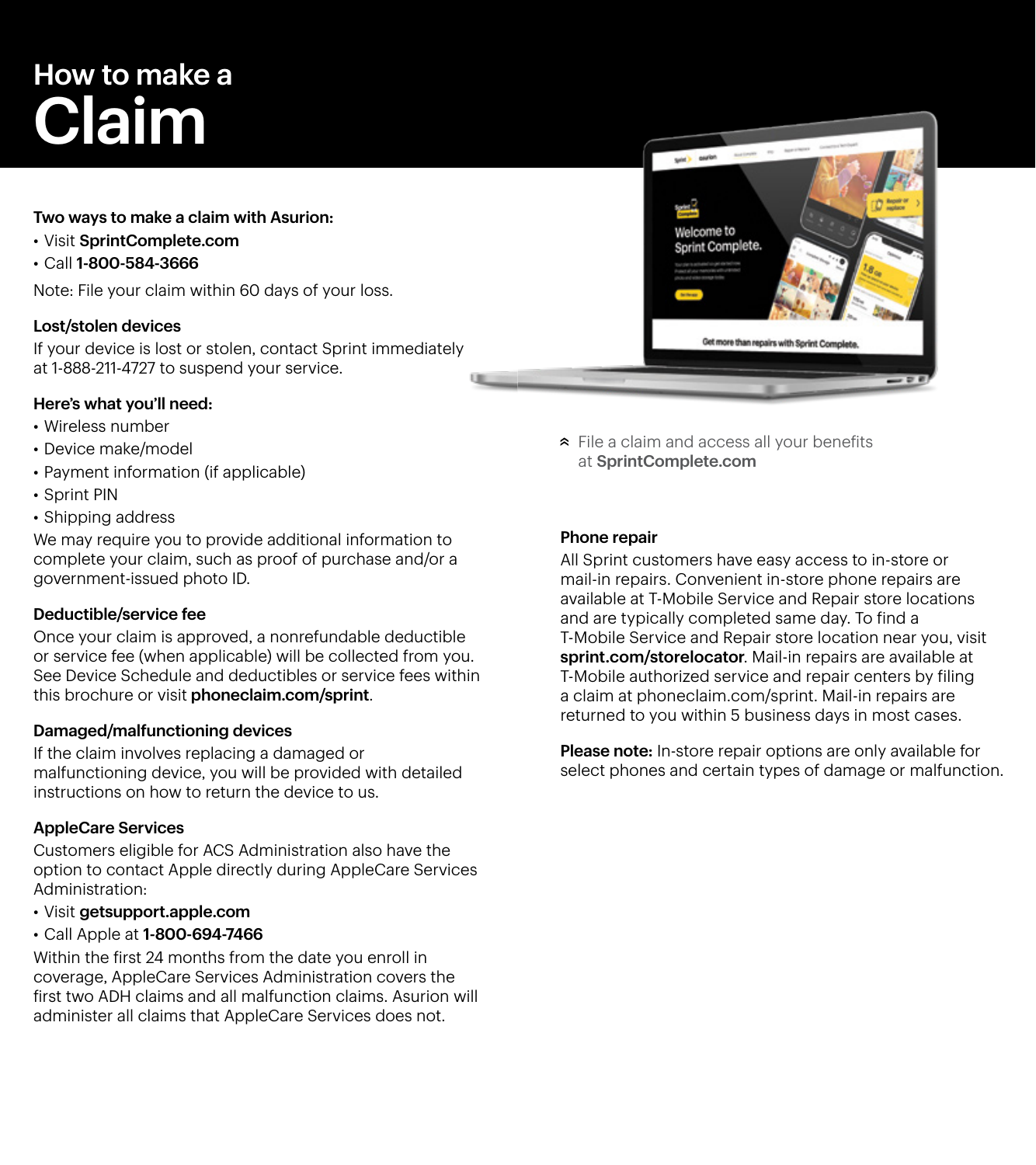# How to make a Claim

**Two ways to make a claim with Asurion:**

- Visit **SprintComplete.com**
- Call **1-800-584-3666**

Note: File your claim within 60 days of your loss.

### Lost/stolen devices

If your device is lost or stolen, contact Sprint immediately at 1-888-211-4727 to suspend your service.

### Here's what you'll need:

- Wireless number
- Device make/model
- Payment information (if applicable)
- Sprint PIN
- Shipping address

We may require you to provide additional information to complete your claim, such as proof of purchase and/or a government-issued photo ID.

### Deductible/service fee

Once your claim is approved, a nonrefundable deductible or service fee (when applicable) will be collected from you. See Device Schedule and deductibles or service fees within this brochure or visit **phoneclaim.com/sprint**.

### Damaged/malfunctioning devices

If the claim involves replacing a damaged or malfunctioning device, you will be provided with detailed instructions on how to return the device to us.

### AppleCare Services

Customers eligible for ACS Administration also have the option to contact Apple directly during AppleCare Services Administration:

- Visit **getsupport.apple.com**
- Call Apple at **1-800-694-7466**

Within the first 24 months from the date you enroll in coverage, AppleCare Services Administration covers the first two ADH claims and all malfunction claims. Asurion will administer all claims that AppleCare Services does not.

File a claim and access all your benefits at **SprintComplete.com**

### Phone repair

All Sprint customers have easy access to in-store or mail-in repairs. Convenient in-store phone repairs are available at T-Mobile Service and Repair store locations and are typically completed same day. To find a T-Mobile Service and Repair store location near you, visit **sprint.com/storelocator**. Mail-in repairs are available at T-Mobile authorized service and repair centers by filing a claim at phoneclaim.com/sprint. Mail-in repairs are returned to you within 5 business days in most cases.

**Please note:** In-store repair options are only available for select phones and certain types of damage or malfunction.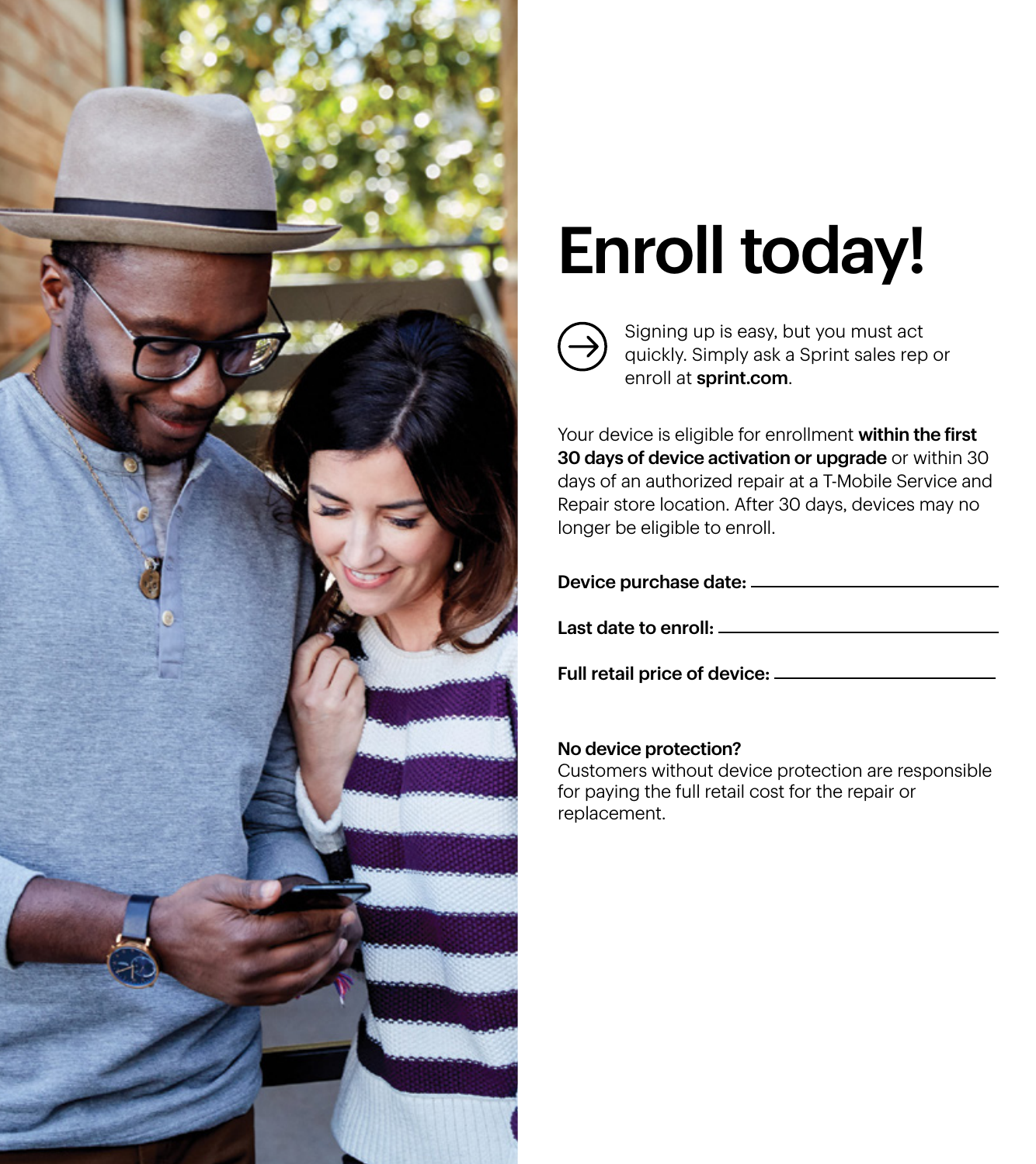# Enroll today!

Signing up is easy, but you must act quickly. Simply ask a Sprint sales rep or enroll at **sprint.com**.

Your device is eligible for enrollment **within the first 30 days of device activation or upgrade** or within 30 days of an authorized repair at a T-Mobile Service and Repair store location. After 30 days, devices may no longer be eligible to enroll.

**Device purchase date:** ______________________

**Last date to enroll:** ______________________

**Full retail price of device:** ______________________

**No device protection?**
Customers without device protection are responsible for paying the full retail cost for the repair or replacement.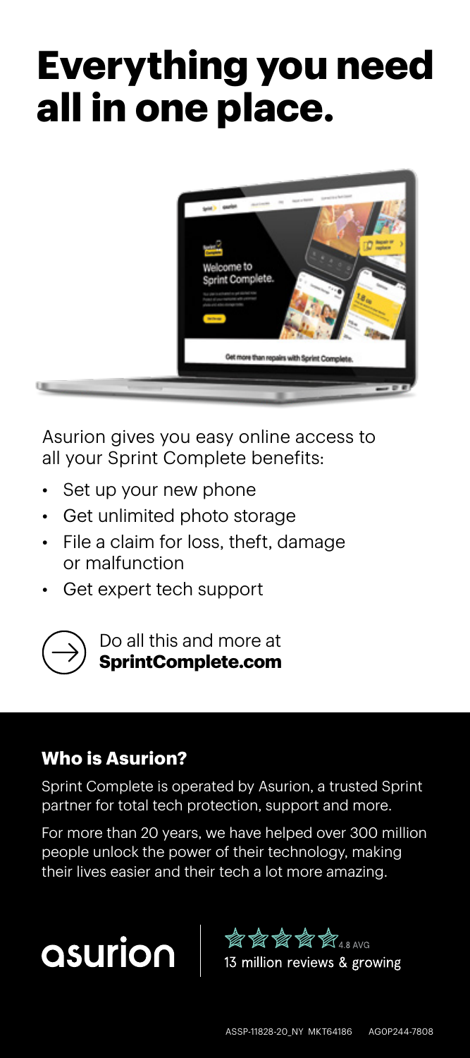# Everything you need all in one place.

Asurion gives you easy online access to all your Sprint Complete benefits:

- Set up your new phone
- Get unlimited photo storage
- File a claim for loss, theft, damage or malfunction
- Get expert tech support

Do all this and more at **SprintComplete.com**

### Who is Asurion?

Sprint Complete is operated by Asurion, a trusted Sprint partner for total tech protection, support and more.

For more than 20 years, we have helped over 300 million people unlock the power of their technology, making their lives easier and their tech a lot more amazing.

asurion

4.8 AVG

13 million reviews & growing

ASSP-11828-20_NY MKT64186 AG0P244-7808